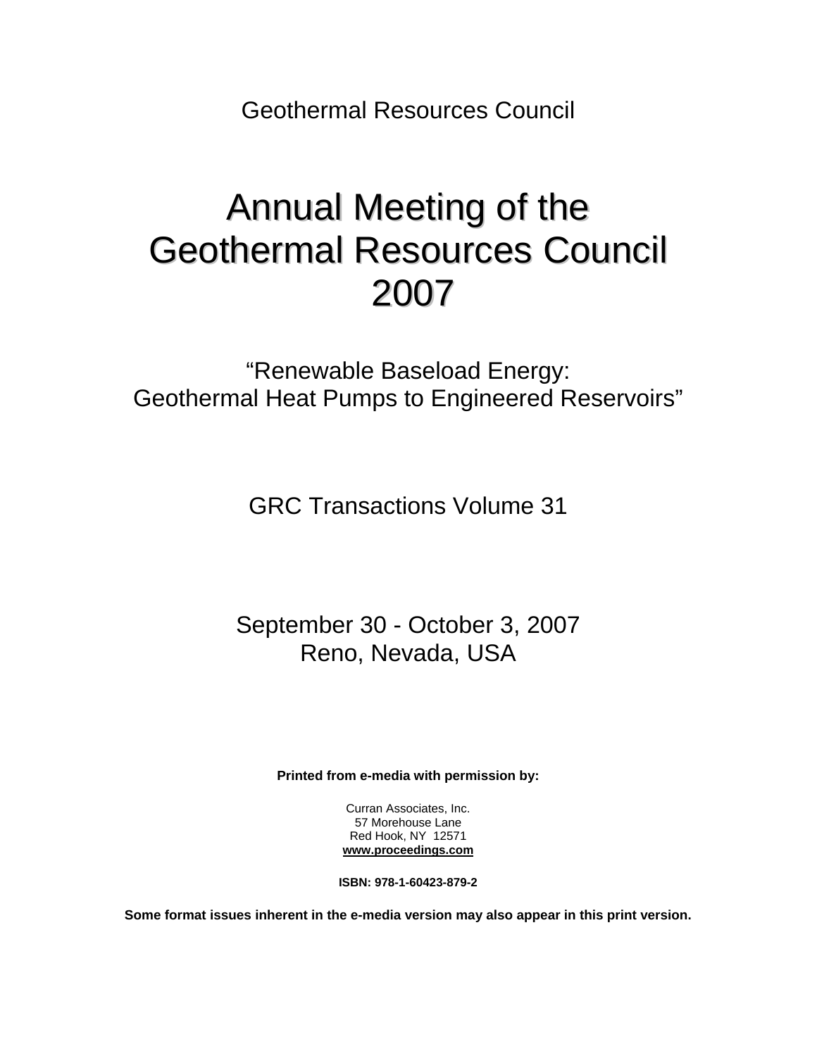Geothermal Resources Council

# Annual Meeting of the Geothermal Resources Council 2007

“Renewable Baseload Energy:
Geothermal Heat Pumps to Engineered Reservoirs”

GRC Transactions Volume 31

September 30 - October 3, 2007
Reno, Nevada, USA

**Printed from e-media with permission by:**

Curran Associates, Inc.
57 Morehouse Lane
Red Hook, NY 12571
**www.proceedings.com**

**ISBN: 978-1-60423-879-2**

**Some format issues inherent in the e-media version may also appear in this print version.**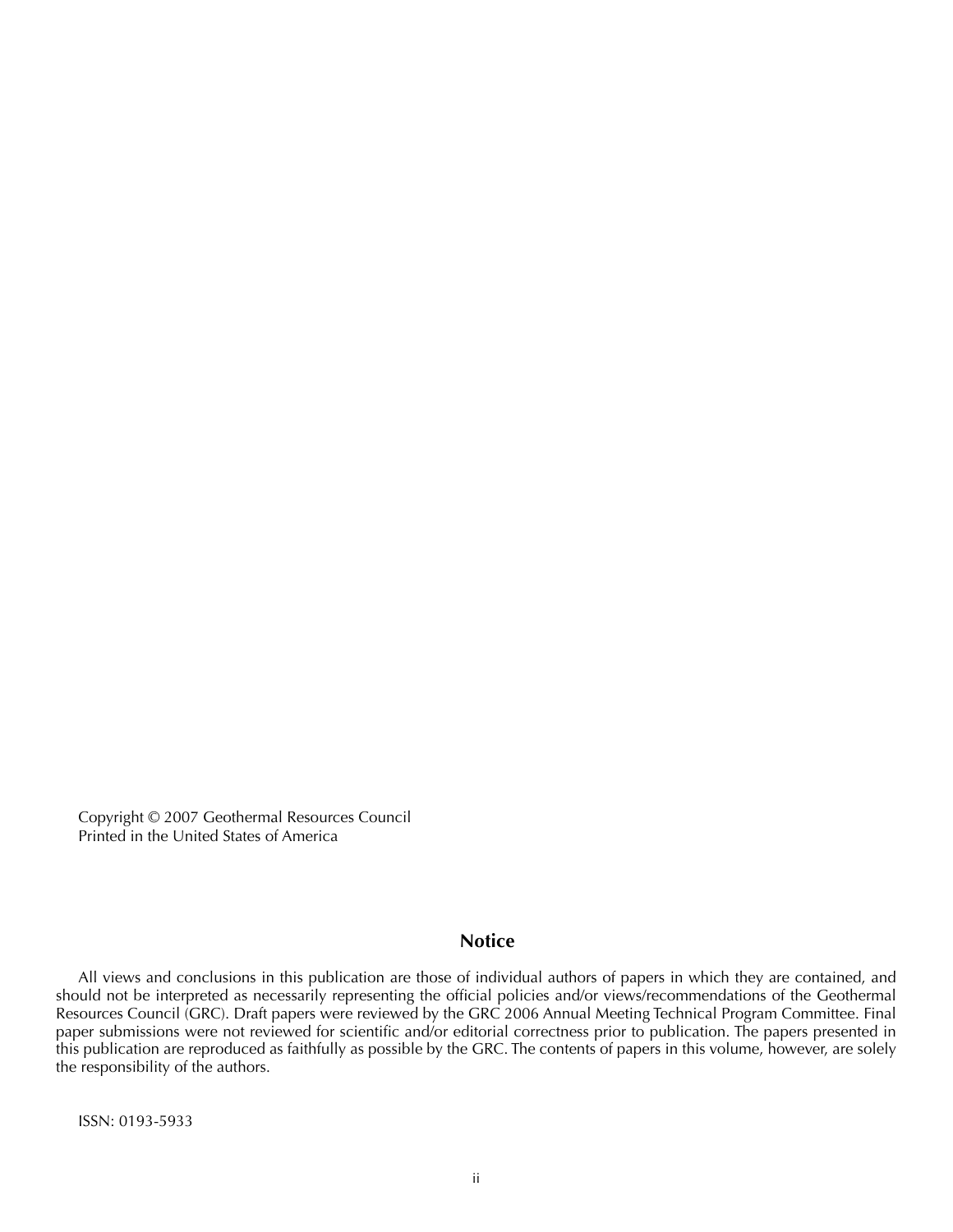Copyright © 2007 Geothermal Resources Council
Printed in the United States of America

## Notice

All views and conclusions in this publication are those of individual authors of papers in which they are contained, and should not be interpreted as necessarily representing the official policies and/or views/recommendations of the Geothermal Resources Council (GRC). Draft papers were reviewed by the GRC 2006 Annual Meeting Technical Program Committee. Final paper submissions were not reviewed for scientific and/or editorial correctness prior to publication. The papers presented in this publication are reproduced as faithfully as possible by the GRC. The contents of papers in this volume, however, are solely the responsibility of the authors.

ISSN: 0193-5933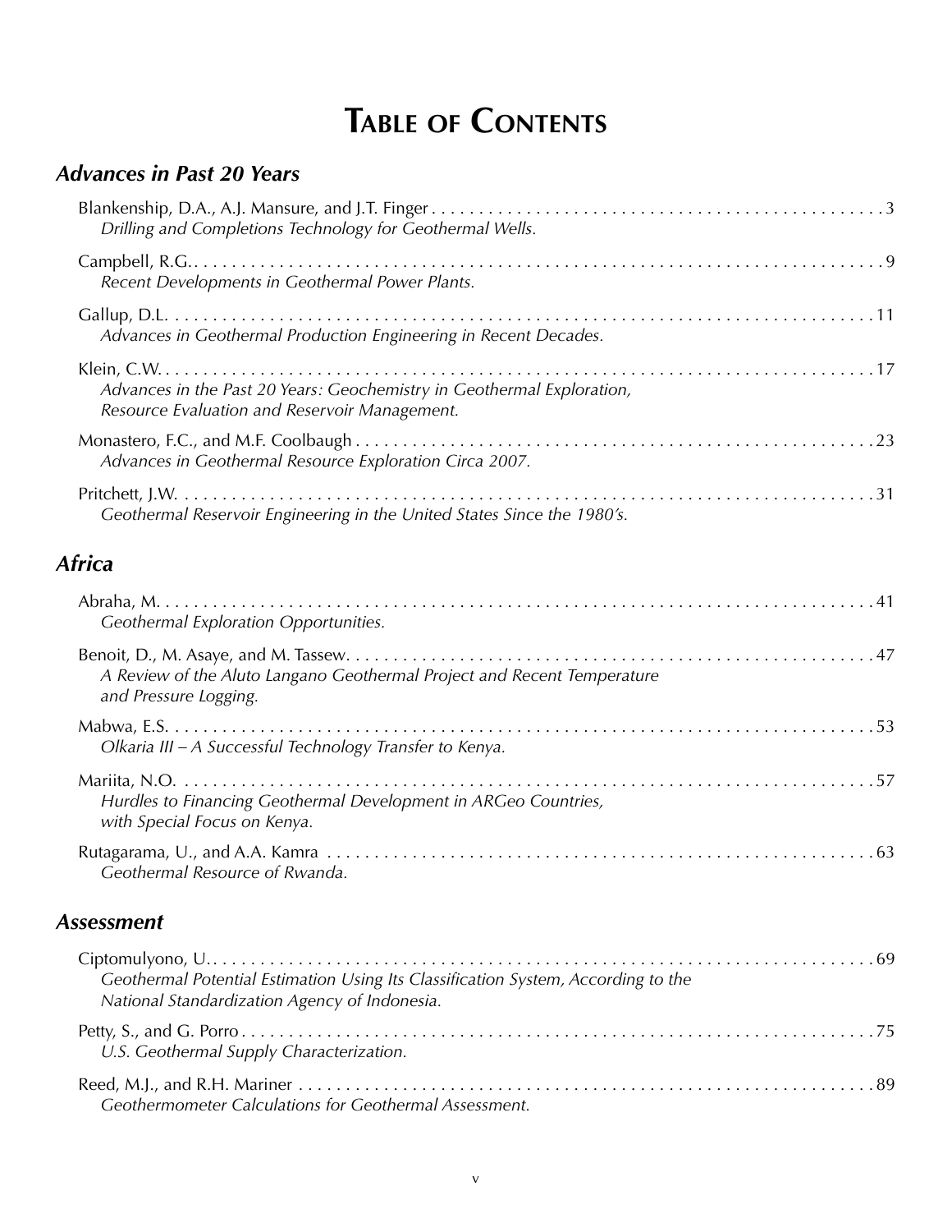# Table of Contents

## *Advances in Past 20 Years*

Blankenship, D.A., A.J. Mansure, and J.T. Finger . . . . . . . . . . . . . . . . . . 3
*Drilling and Completions Technology for Geothermal Wells.*

Campbell, R.G. . . . . . . . . . . . . . . . . . . 9
*Recent Developments in Geothermal Power Plants.*

Gallup, D.L. . . . . . . . . . . . . . . . . . . 11
*Advances in Geothermal Production Engineering in Recent Decades.*

Klein, C.W. . . . . . . . . . . . . . . . . . . 17
*Advances in the Past 20 Years: Geochemistry in Geothermal Exploration, Resource Evaluation and Reservoir Management.*

Monastero, F.C., and M.F. Coolbaugh . . . . . . . . . . . . . . . . . . 23
*Advances in Geothermal Resource Exploration Circa 2007.*

Pritchett, J.W. . . . . . . . . . . . . . . . . . . 31
*Geothermal Reservoir Engineering in the United States Since the 1980's.*

## *Africa*

Abraha, M. . . . . . . . . . . . . . . . . . . 41
*Geothermal Exploration Opportunities.*

Benoit, D., M. Asaye, and M. Tassew. . . . . . . . . . . . . . . . . . . 47
*A Review of the Aluto Langano Geothermal Project and Recent Temperature and Pressure Logging.*

Mabwa, E.S. . . . . . . . . . . . . . . . . . . 53
*Olkaria III – A Successful Technology Transfer to Kenya.*

Mariita, N.O. . . . . . . . . . . . . . . . . . . 57
*Hurdles to Financing Geothermal Development in ARGeo Countries, with Special Focus on Kenya.*

Rutagarama, U., and A.A. Kamra . . . . . . . . . . . . . . . . . . 63
*Geothermal Resource of Rwanda.*

## *Assessment*

Ciptomulyono, U. . . . . . . . . . . . . . . . . . . 69
*Geothermal Potential Estimation Using Its Classification System, According to the National Standardization Agency of Indonesia.*

Petty, S., and G. Porro . . . . . . . . . . . . . . . . . . 75
*U.S. Geothermal Supply Characterization.*

Reed, M.J., and R.H. Mariner . . . . . . . . . . . . . . . . . . 89
*Geothermometer Calculations for Geothermal Assessment.*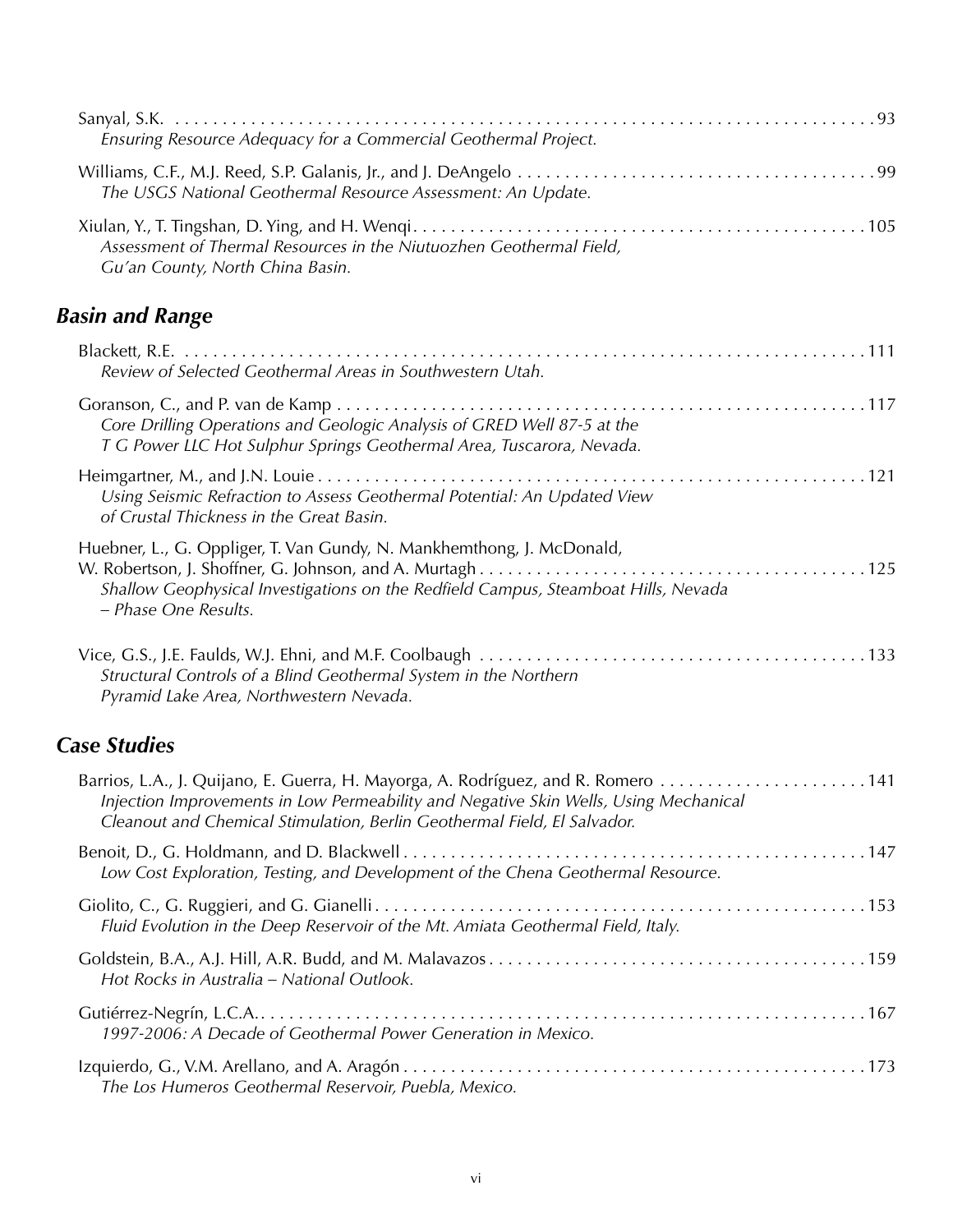Sanyal, S.K. . . . . . . . . . . . . . . . . . . . . . . . . . . . . . . . . . . . . . . . . . . . . . . . . . . . . . . . . . . . . . . . . . . . . . . . . . . . . . . . . . 93
*Ensuring Resource Adequacy for a Commercial Geothermal Project.*

Williams, C.F., M.J. Reed, S.P. Galanis, Jr., and J. DeAngelo . . . . . . . . . . . . . . . . . . . . . . . . . . . . . . . . . . . . . . . 99
*The USGS National Geothermal Resource Assessment: An Update.*

Xiulan, Y., T. Tingshan, D. Ying, and H. Wenqi . . . . . . . . . . . . . . . . . . . . . . . . . . . . . . . . . . . . . . . . . . . . . . . . . 105
*Assessment of Thermal Resources in the Niutuozhen Geothermal Field, Gu'an County, North China Basin.*

## *Basin and Range*

Blackett, R.E. . . . . . . . . . . . . . . . . . . . . . . . . . . . . . . . . . . . . . . . . . . . . . . . . . . . . . . . . . . . . . . . . . . . . . . . . . 111
*Review of Selected Geothermal Areas in Southwestern Utah.*

Goranson, C., and P. van de Kamp . . . . . . . . . . . . . . . . . . . . . . . . . . . . . . . . . . . . . . . . . . . . . . . . . . . . . . . . 117
*Core Drilling Operations and Geologic Analysis of GRED Well 87-5 at the T G Power LLC Hot Sulphur Springs Geothermal Area, Tuscarora, Nevada.*

Heimgartner, M., and J.N. Louie . . . . . . . . . . . . . . . . . . . . . . . . . . . . . . . . . . . . . . . . . . . . . . . . . . . . . . . . . . 121
*Using Seismic Refraction to Assess Geothermal Potential: An Updated View of Crustal Thickness in the Great Basin.*

Huebner, L., G. Oppliger, T. Van Gundy, N. Mankhemthong, J. McDonald, W. Robertson, J. Shoffner, G. Johnson, and A. Murtagh . . . . . . . . . . . . . . . . . . . . . . . . . . . . . . . . . . . . . . . . . 125
*Shallow Geophysical Investigations on the Redfield Campus, Steamboat Hills, Nevada – Phase One Results.*

Vice, G.S., J.E. Faulds, W.J. Ehni, and M.F. Coolbaugh . . . . . . . . . . . . . . . . . . . . . . . . . . . . . . . . . . . . . . . . . 133
*Structural Controls of a Blind Geothermal System in the Northern Pyramid Lake Area, Northwestern Nevada.*

## *Case Studies*

Barrios, L.A., J. Quijano, E. Guerra, H. Mayorga, A. Rodríguez, and R. Romero . . . . . . . . . . . . . . . . . . . . . . 141
*Injection Improvements in Low Permeability and Negative Skin Wells, Using Mechanical Cleanout and Chemical Stimulation, Berlin Geothermal Field, El Salvador.*

Benoit, D., G. Holdmann, and D. Blackwell . . . . . . . . . . . . . . . . . . . . . . . . . . . . . . . . . . . . . . . . . . . . . . . . . . 147
*Low Cost Exploration, Testing, and Development of the Chena Geothermal Resource.*

Giolito, C., G. Ruggieri, and G. Gianelli . . . . . . . . . . . . . . . . . . . . . . . . . . . . . . . . . . . . . . . . . . . . . . . . . . . . 153
*Fluid Evolution in the Deep Reservoir of the Mt. Amiata Geothermal Field, Italy.*

Goldstein, B.A., A.J. Hill, A.R. Budd, and M. Malavazos . . . . . . . . . . . . . . . . . . . . . . . . . . . . . . . . . . . . . . . . 159
*Hot Rocks in Australia – National Outlook.*

Gutiérrez-Negrín, L.C.A. . . . . . . . . . . . . . . . . . . . . . . . . . . . . . . . . . . . . . . . . . . . . . . . . . . . . . . . . . . . . . . . . 167
*1997-2006: A Decade of Geothermal Power Generation in Mexico.*

Izquierdo, G., V.M. Arellano, and A. Aragón . . . . . . . . . . . . . . . . . . . . . . . . . . . . . . . . . . . . . . . . . . . . . . . . . 173
*The Los Humeros Geothermal Reservoir, Puebla, Mexico.*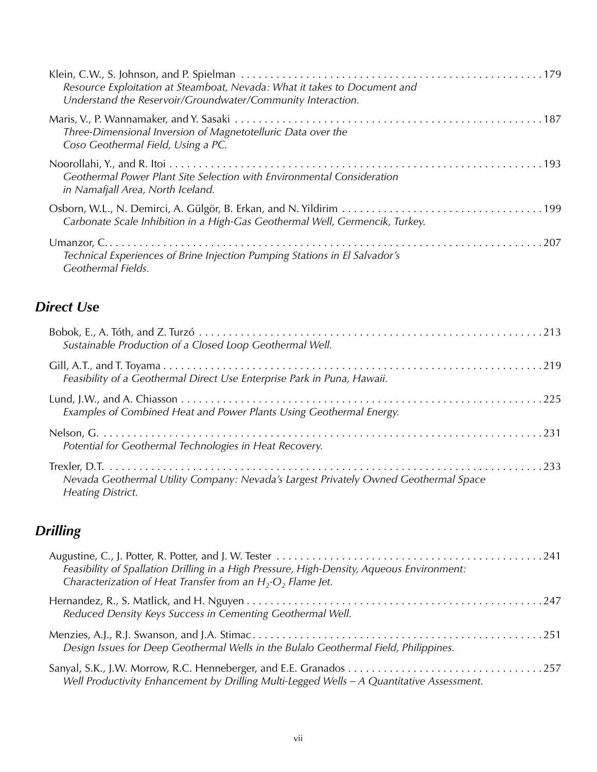Klein, C.W., S. Johnson, and P. Spielman . . . . . . . . . . . . . . . . . . . . . . . . . . . . . . . . . . . . . . . . . . . . . . . . . . . . 179
*Resource Exploitation at Steamboat, Nevada: What it takes to Document and Understand the Reservoir/Groundwater/Community Interaction.*

Maris, V., P. Wannamaker, and Y. Sasaki . . . . . . . . . . . . . . . . . . . . . . . . . . . . . . . . . . . . . . . . . . . . . . . . . . . . 187
*Three-Dimensional Inversion of Magnetotelluric Data over the Coso Geothermal Field, Using a PC.*

Noorollahi, Y., and R. Itoi . . . . . . . . . . . . . . . . . . . . . . . . . . . . . . . . . . . . . . . . . . . . . . . . . . . . . . . . . . . . . . 193
*Geothermal Power Plant Site Selection with Environmental Consideration in Namafjall Area, North Iceland.*

Osborn, W.L., N. Demirci, A. Gülgör, B. Erkan, and N. Yildirim . . . . . . . . . . . . . . . . . . . . . . . . . . . . . . . . . . 199
*Carbonate Scale Inhibition in a High-Gas Geothermal Well, Germencik, Turkey.*

Umanzor, C. . . . . . . . . . . . . . . . . . . . . . . . . . . . . . . . . . . . . . . . . . . . . . . . . . . . . . . . . . . . . . . . . . . . . . . . . . 207
*Technical Experiences of Brine Injection Pumping Stations in El Salvador's Geothermal Fields.*

## Direct Use

Bobok, E., A. Tóth, and Z. Turzó . . . . . . . . . . . . . . . . . . . . . . . . . . . . . . . . . . . . . . . . . . . . . . . . . . . . . . . . . 213
*Sustainable Production of a Closed Loop Geothermal Well.*

Gill, A.T., and T. Toyama . . . . . . . . . . . . . . . . . . . . . . . . . . . . . . . . . . . . . . . . . . . . . . . . . . . . . . . . . . . . . . . 219
*Feasibility of a Geothermal Direct Use Enterprise Park in Puna, Hawaii.*

Lund, J.W., and A. Chiasson . . . . . . . . . . . . . . . . . . . . . . . . . . . . . . . . . . . . . . . . . . . . . . . . . . . . . . . . . . . . . 225
*Examples of Combined Heat and Power Plants Using Geothermal Energy.*

Nelson, G. . . . . . . . . . . . . . . . . . . . . . . . . . . . . . . . . . . . . . . . . . . . . . . . . . . . . . . . . . . . . . . . . . . . . . . . . . . . 231
*Potential for Geothermal Technologies in Heat Recovery.*

Trexler, D.T. . . . . . . . . . . . . . . . . . . . . . . . . . . . . . . . . . . . . . . . . . . . . . . . . . . . . . . . . . . . . . . . . . . . . . . . . . . 233
*Nevada Geothermal Utility Company: Nevada's Largest Privately Owned Geothermal Space Heating District.*

## Drilling

Augustine, C., J. Potter, R. Potter, and J. W. Tester . . . . . . . . . . . . . . . . . . . . . . . . . . . . . . . . . . . . . . . . . . . . . 241
*Feasibility of Spallation Drilling in a High Pressure, High-Density, Aqueous Environment: Characterization of Heat Transfer from an $H_2$-$O_2$ Flame Jet.*

Hernandez, R., S. Matlick, and H. Nguyen . . . . . . . . . . . . . . . . . . . . . . . . . . . . . . . . . . . . . . . . . . . . . . . . . . . 247
*Reduced Density Keys Success in Cementing Geothermal Well.*

Menzies, A.J., R.J. Swanson, and J.A. Stimac . . . . . . . . . . . . . . . . . . . . . . . . . . . . . . . . . . . . . . . . . . . . . . . . . 251
*Design Issues for Deep Geothermal Wells in the Bulalo Geothermal Field, Philippines.*

Sanyal, S.K., J.W. Morrow, R.C. Henneberger, and E.E. Granados . . . . . . . . . . . . . . . . . . . . . . . . . . . . . . . . . 257
*Well Productivity Enhancement by Drilling Multi-Legged Wells – A Quantitative Assessment.*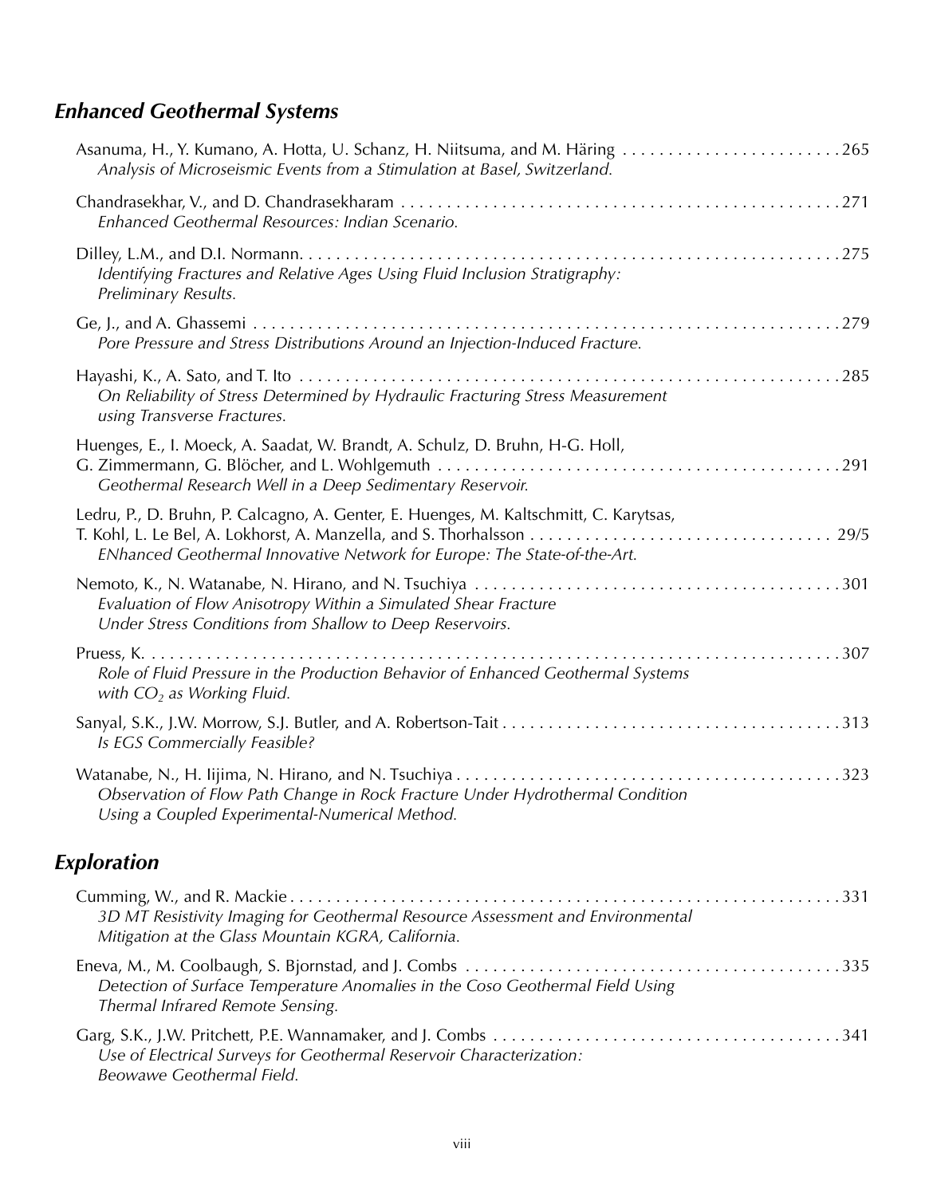## *Enhanced Geothermal Systems*

Asanuma, H., Y. Kumano, A. Hotta, U. Schanz, H. Niitsuma, and M. Häring . . . . . . . . . . . . . . . . . . . . . . . . . 265
*Analysis of Microseismic Events from a Stimulation at Basel, Switzerland.*

Chandrasekhar, V., and D. Chandrasekharam . . . . . . . . . . . . . . . . . . . . . . . . . . . . . . . . . . . . . . . . . . . . . . . . . 271
*Enhanced Geothermal Resources: Indian Scenario.*

Dilley, L.M., and D.I. Normann. . . . . . . . . . . . . . . . . . . . . . . . . . . . . . . . . . . . . . . . . . . . . . . . . . . . . . . . . . . 275
*Identifying Fractures and Relative Ages Using Fluid Inclusion Stratigraphy: Preliminary Results.*

Ge, J., and A. Ghassemi . . . . . . . . . . . . . . . . . . . . . . . . . . . . . . . . . . . . . . . . . . . . . . . . . . . . . . . . . . . . . . . . 279
*Pore Pressure and Stress Distributions Around an Injection-Induced Fracture.*

Hayashi, K., A. Sato, and T. Ito . . . . . . . . . . . . . . . . . . . . . . . . . . . . . . . . . . . . . . . . . . . . . . . . . . . . . . . . . . . . 285
*On Reliability of Stress Determined by Hydraulic Fracturing Stress Measurement using Transverse Fractures.*

Huenges, E., I. Moeck, A. Saadat, W. Brandt, A. Schulz, D. Bruhn, H-G. Holl, G. Zimmermann, G. Blöcher, and L. Wohlgemuth . . . . . . . . . . . . . . . . . . . . . . . . . . . . . . . . . . . . . . . . . . . . . 291
*Geothermal Research Well in a Deep Sedimentary Reservoir.*

Ledru, P., D. Bruhn, P. Calcagno, A. Genter, E. Huenges, M. Kaltschmitt, C. Karytsas, T. Kohl, L. Le Bel, A. Lokhorst, A. Manzella, and S. Thorhalsson . . . . . . . . . . . . . . . . . . . . . . . . . . . . . . . . . 29/5
*ENhanced Geothermal Innovative Network for Europe: The State-of-the-Art.*

Nemoto, K., N. Watanabe, N. Hirano, and N. Tsuchiya . . . . . . . . . . . . . . . . . . . . . . . . . . . . . . . . . . . . . . . . 301
*Evaluation of Flow Anisotropy Within a Simulated Shear Fracture Under Stress Conditions from Shallow to Deep Reservoirs.*

Pruess, K. . . . . . . . . . . . . . . . . . . . . . . . . . . . . . . . . . . . . . . . . . . . . . . . . . . . . . . . . . . . . . . . . . . . . . . . . . . . 307
*Role of Fluid Pressure in the Production Behavior of Enhanced Geothermal Systems with $CO_2$ as Working Fluid.*

Sanyal, S.K., J.W. Morrow, S.J. Butler, and A. Robertson-Tait . . . . . . . . . . . . . . . . . . . . . . . . . . . . . . . . . . . . . 313
*Is EGS Commercially Feasible?*

Watanabe, N., H. Iijima, N. Hirano, and N. Tsuchiya . . . . . . . . . . . . . . . . . . . . . . . . . . . . . . . . . . . . . . . . . . 323
*Observation of Flow Path Change in Rock Fracture Under Hydrothermal Condition Using a Coupled Experimental-Numerical Method.*

## *Exploration*

Cumming, W., and R. Mackie . . . . . . . . . . . . . . . . . . . . . . . . . . . . . . . . . . . . . . . . . . . . . . . . . . . . . . . . . . . . . 331
*3D MT Resistivity Imaging for Geothermal Resource Assessment and Environmental Mitigation at the Glass Mountain KGRA, California.*

Eneva, M., M. Coolbaugh, S. Bjornstad, and J. Combs . . . . . . . . . . . . . . . . . . . . . . . . . . . . . . . . . . . . . . . . . 335
*Detection of Surface Temperature Anomalies in the Coso Geothermal Field Using Thermal Infrared Remote Sensing.*

Garg, S.K., J.W. Pritchett, P.E. Wannamaker, and J. Combs . . . . . . . . . . . . . . . . . . . . . . . . . . . . . . . . . . . . . . 341
*Use of Electrical Surveys for Geothermal Reservoir Characterization: Beowawe Geothermal Field.*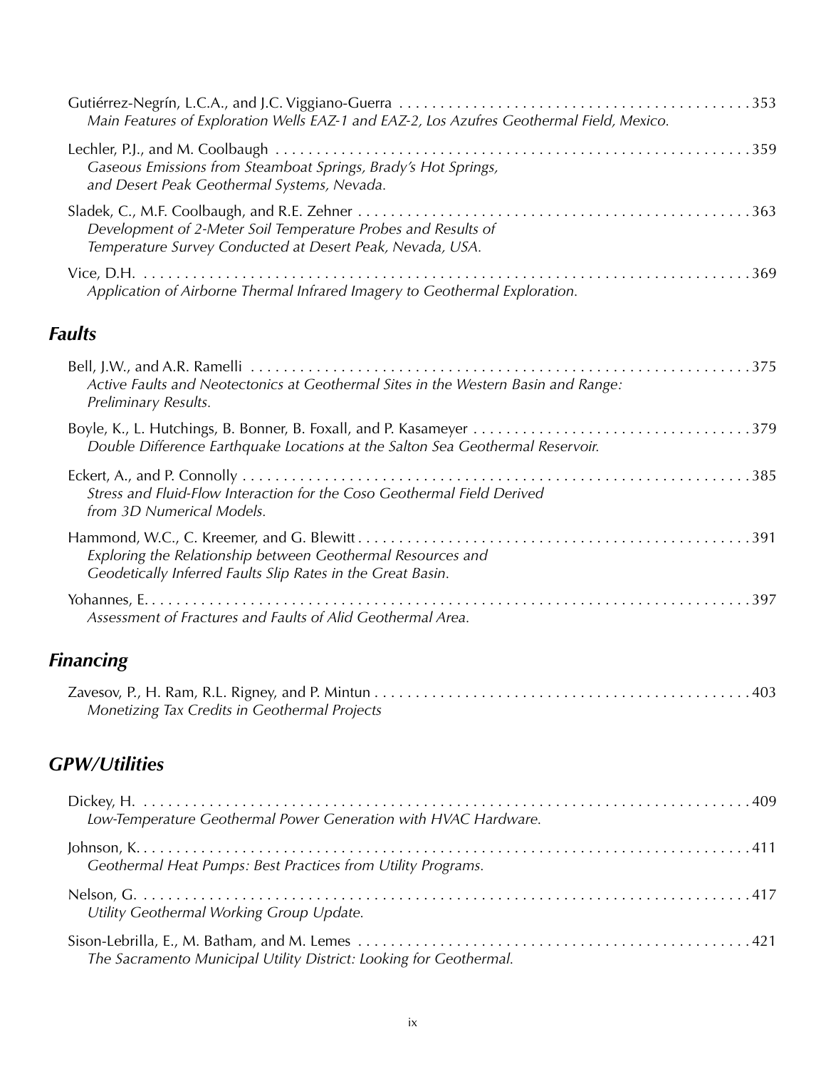Gutiérrez-Negrín, L.C.A., and J.C. Viggiano-Guerra . . . . . . . . . . . . . . . . . . . . . . . . . . . . . . . . . . . . . . . . . . . . 353
*Main Features of Exploration Wells EAZ-1 and EAZ-2, Los Azufres Geothermal Field, Mexico.*

Lechler, P.J., and M. Coolbaugh . . . . . . . . . . . . . . . . . . . . . . . . . . . . . . . . . . . . . . . . . . . . . . . . . . . . . . . . . . 359
*Gaseous Emissions from Steamboat Springs, Brady's Hot Springs, and Desert Peak Geothermal Systems, Nevada.*

Sladek, C., M.F. Coolbaugh, and R.E. Zehner . . . . . . . . . . . . . . . . . . . . . . . . . . . . . . . . . . . . . . . . . . . . . . . . . 363
*Development of 2-Meter Soil Temperature Probes and Results of Temperature Survey Conducted at Desert Peak, Nevada, USA.*

Vice, D.H. . . . . . . . . . . . . . . . . . . . . . . . . . . . . . . . . . . . . . . . . . . . . . . . . . . . . . . . . . . . . . . . . . . . . . . . . . 369
*Application of Airborne Thermal Infrared Imagery to Geothermal Exploration.*

## *Faults*

Bell, J.W., and A.R. Ramelli . . . . . . . . . . . . . . . . . . . . . . . . . . . . . . . . . . . . . . . . . . . . . . . . . . . . . . . . . . . . . 375
*Active Faults and Neotectonics at Geothermal Sites in the Western Basin and Range: Preliminary Results.*

Boyle, K., L. Hutchings, B. Bonner, B. Foxall, and P. Kasameyer . . . . . . . . . . . . . . . . . . . . . . . . . . . . . . . . . . 379
*Double Difference Earthquake Locations at the Salton Sea Geothermal Reservoir.*

Eckert, A., and P. Connolly . . . . . . . . . . . . . . . . . . . . . . . . . . . . . . . . . . . . . . . . . . . . . . . . . . . . . . . . . . . . . . . 385
*Stress and Fluid-Flow Interaction for the Coso Geothermal Field Derived from 3D Numerical Models.*

Hammond, W.C., C. Kreemer, and G. Blewitt . . . . . . . . . . . . . . . . . . . . . . . . . . . . . . . . . . . . . . . . . . . . . . . . . 391
*Exploring the Relationship between Geothermal Resources and Geodetically Inferred Faults Slip Rates in the Great Basin.*

Yohannes, E. . . . . . . . . . . . . . . . . . . . . . . . . . . . . . . . . . . . . . . . . . . . . . . . . . . . . . . . . . . . . . . . . . . . . . . . . 397
*Assessment of Fractures and Faults of Alid Geothermal Area.*

## *Financing*

Zavesov, P., H. Ram, R.L. Rigney, and P. Mintun . . . . . . . . . . . . . . . . . . . . . . . . . . . . . . . . . . . . . . . . . . . . . . 403
*Monetizing Tax Credits in Geothermal Projects*

## *GPW/Utilities*

Dickey, H. . . . . . . . . . . . . . . . . . . . . . . . . . . . . . . . . . . . . . . . . . . . . . . . . . . . . . . . . . . . . . . . . . . . . . . . . . 409
*Low-Temperature Geothermal Power Generation with HVAC Hardware.*

Johnson, K. . . . . . . . . . . . . . . . . . . . . . . . . . . . . . . . . . . . . . . . . . . . . . . . . . . . . . . . . . . . . . . . . . . . . . . . . 411
*Geothermal Heat Pumps: Best Practices from Utility Programs.*

Nelson, G. . . . . . . . . . . . . . . . . . . . . . . . . . . . . . . . . . . . . . . . . . . . . . . . . . . . . . . . . . . . . . . . . . . . . . . . . . 417
*Utility Geothermal Working Group Update.*

Sison-Lebrilla, E., M. Batham, and M. Lemes . . . . . . . . . . . . . . . . . . . . . . . . . . . . . . . . . . . . . . . . . . . . . . . . . 421
*The Sacramento Municipal Utility District: Looking for Geothermal.*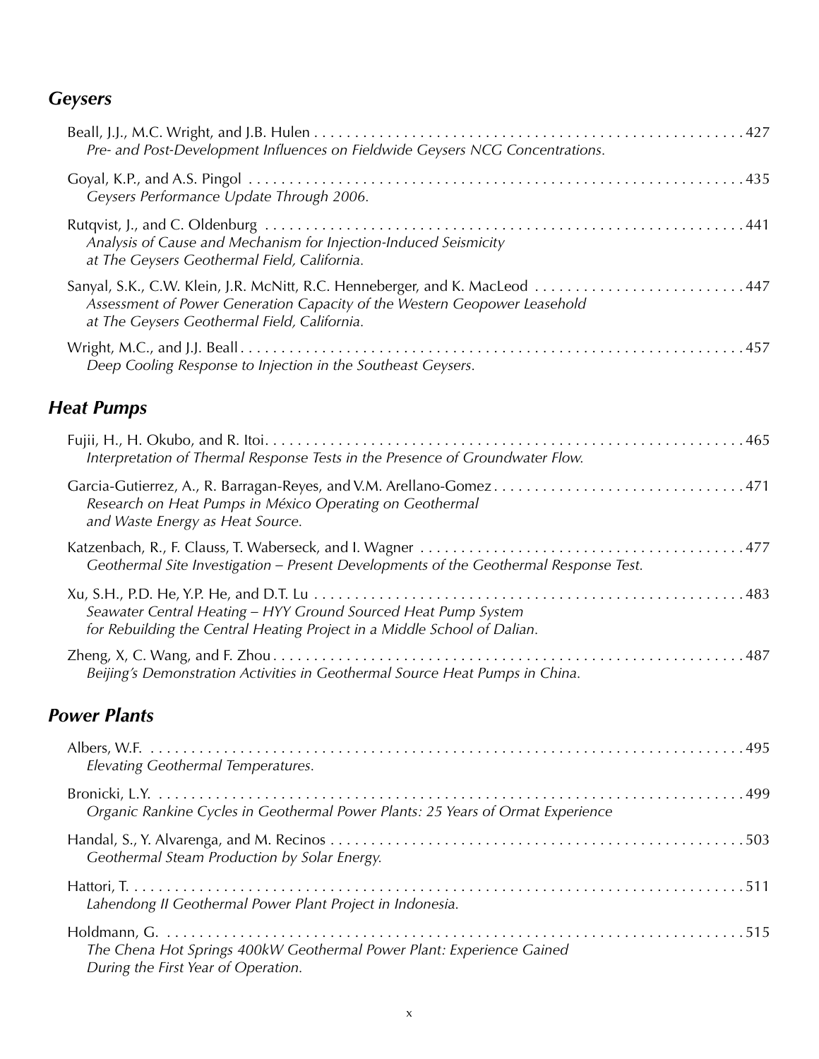## Geysers

Beall, J.J., M.C. Wright, and J.B. Hulen . . . . . . . . . . . . . . . . . . . . . . . . . . . . . . . . . . . . . . . . . . . . . . . . . . . . . . 427
*Pre- and Post-Development Influences on Fieldwide Geysers NCG Concentrations.*

Goyal, K.P., and A.S. Pingol . . . . . . . . . . . . . . . . . . . . . . . . . . . . . . . . . . . . . . . . . . . . . . . . . . . . . . . . . . . . . . 435
*Geysers Performance Update Through 2006.*

Rutqvist, J., and C. Oldenburg . . . . . . . . . . . . . . . . . . . . . . . . . . . . . . . . . . . . . . . . . . . . . . . . . . . . . . . . . . . . 441
*Analysis of Cause and Mechanism for Injection-Induced Seismicity at The Geysers Geothermal Field, California.*

Sanyal, S.K., C.W. Klein, J.R. McNitt, R.C. Henneberger, and K. MacLeod . . . . . . . . . . . . . . . . . . . . . . . . . . 447
*Assessment of Power Generation Capacity of the Western Geopower Leasehold at The Geysers Geothermal Field, California.*

Wright, M.C., and J.J. Beall . . . . . . . . . . . . . . . . . . . . . . . . . . . . . . . . . . . . . . . . . . . . . . . . . . . . . . . . . . . . . . 457
*Deep Cooling Response to Injection in the Southeast Geysers.*

## Heat Pumps

Fujii, H., H. Okubo, and R. Itoi . . . . . . . . . . . . . . . . . . . . . . . . . . . . . . . . . . . . . . . . . . . . . . . . . . . . . . . . . . . . 465
*Interpretation of Thermal Response Tests in the Presence of Groundwater Flow.*

Garcia-Gutierrez, A., R. Barragan-Reyes, and V.M. Arellano-Gomez . . . . . . . . . . . . . . . . . . . . . . . . . . . . . . . . 471
*Research on Heat Pumps in México Operating on Geothermal and Waste Energy as Heat Source.*

Katzenbach, R., F. Clauss, T. Waberseck, and I. Wagner . . . . . . . . . . . . . . . . . . . . . . . . . . . . . . . . . . . . . . . . . 477
*Geothermal Site Investigation – Present Developments of the Geothermal Response Test.*

Xu, S.H., P.D. He, Y.P. He, and D.T. Lu . . . . . . . . . . . . . . . . . . . . . . . . . . . . . . . . . . . . . . . . . . . . . . . . . . . . . 483
*Seawater Central Heating – HYY Ground Sourced Heat Pump System for Rebuilding the Central Heating Project in a Middle School of Dalian.*

Zheng, X, C. Wang, and F. Zhou . . . . . . . . . . . . . . . . . . . . . . . . . . . . . . . . . . . . . . . . . . . . . . . . . . . . . . . . . . . 487
*Beijing's Demonstration Activities in Geothermal Source Heat Pumps in China.*

## Power Plants

Albers, W.F. . . . . . . . . . . . . . . . . . . . . . . . . . . . . . . . . . . . . . . . . . . . . . . . . . . . . . . . . . . . . . . . . . . . . . . . . . . 495
*Elevating Geothermal Temperatures.*

Bronicki, L.Y. . . . . . . . . . . . . . . . . . . . . . . . . . . . . . . . . . . . . . . . . . . . . . . . . . . . . . . . . . . . . . . . . . . . . . . . . . 499
*Organic Rankine Cycles in Geothermal Power Plants: 25 Years of Ormat Experience*

Handal, S., Y. Alvarenga, and M. Recinos . . . . . . . . . . . . . . . . . . . . . . . . . . . . . . . . . . . . . . . . . . . . . . . . . . . . 503
*Geothermal Steam Production by Solar Energy.*

Hattori, T. . . . . . . . . . . . . . . . . . . . . . . . . . . . . . . . . . . . . . . . . . . . . . . . . . . . . . . . . . . . . . . . . . . . . . . . . . . . . 511
*Lahendong II Geothermal Power Plant Project in Indonesia.*

Holdmann, G. . . . . . . . . . . . . . . . . . . . . . . . . . . . . . . . . . . . . . . . . . . . . . . . . . . . . . . . . . . . . . . . . . . . . . . . . . 515
*The Chena Hot Springs 400kW Geothermal Power Plant: Experience Gained During the First Year of Operation.*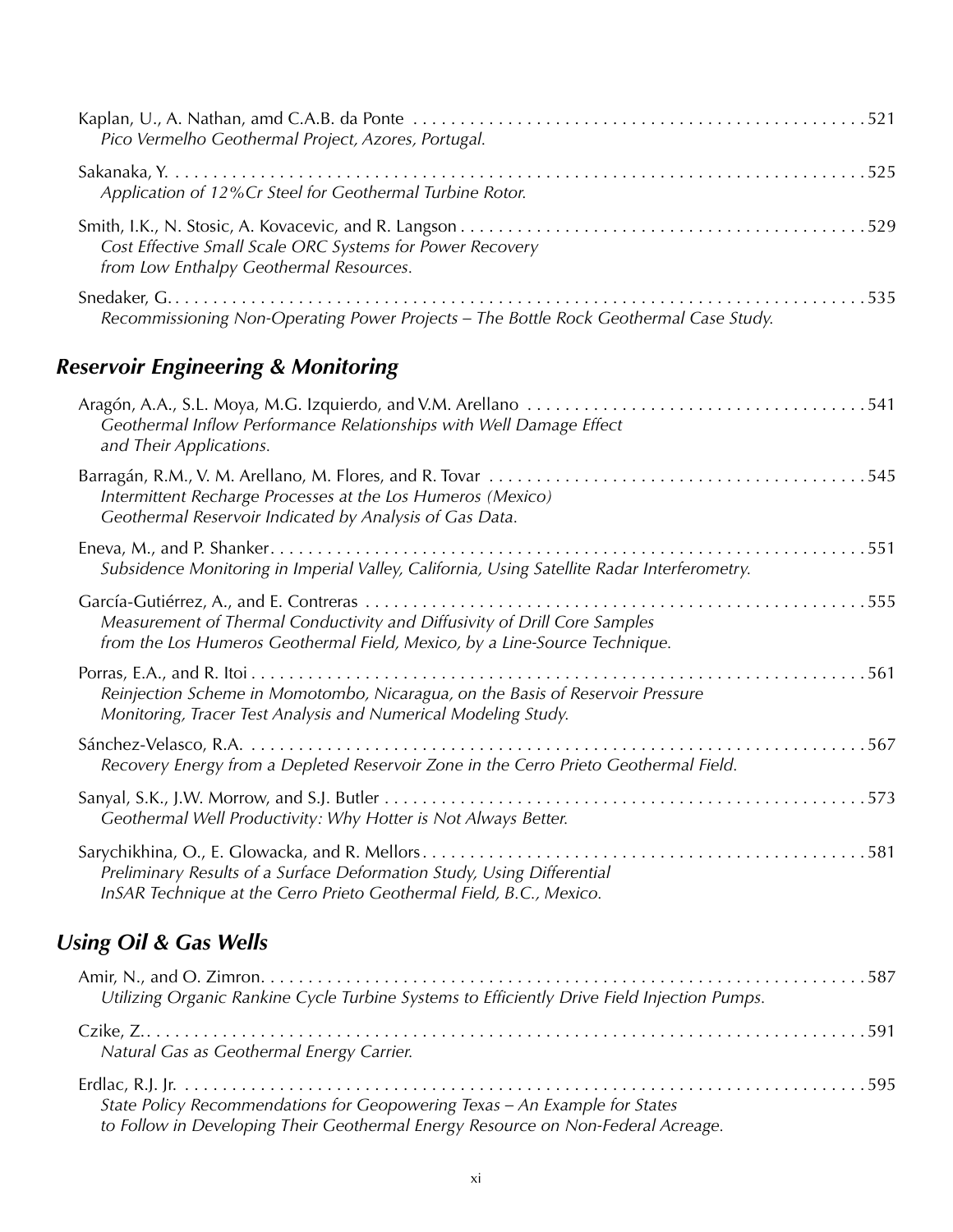Kaplan, U., A. Nathan, amd C.A.B. da Ponte . . . . . . . . . . . . . . . . . . . . . . . . . . . . . . . . . . . . . . . . . . . . . . . . . . 521
*Pico Vermelho Geothermal Project, Azores, Portugal.*

Sakanaka, Y. . . . . . . . . . . . . . . . . . . . . . . . . . . . . . . . . . . . . . . . . . . . . . . . . . . . . . . . . . . . . . . . . . . . . . . . . . . 525
*Application of 12%Cr Steel for Geothermal Turbine Rotor.*

Smith, I.K., N. Stosic, A. Kovacevic, and R. Langson . . . . . . . . . . . . . . . . . . . . . . . . . . . . . . . . . . . . . . . . . . . . 529
*Cost Effective Small Scale ORC Systems for Power Recovery from Low Enthalpy Geothermal Resources.*

Snedaker, G. . . . . . . . . . . . . . . . . . . . . . . . . . . . . . . . . . . . . . . . . . . . . . . . . . . . . . . . . . . . . . . . . . . . . . . . . . . 535
*Recommissioning Non-Operating Power Projects – The Bottle Rock Geothermal Case Study.*

## *Reservoir Engineering & Monitoring*

Aragón, A.A., S.L. Moya, M.G. Izquierdo, and V.M. Arellano . . . . . . . . . . . . . . . . . . . . . . . . . . . . . . . . . . . . . 541
*Geothermal Inflow Performance Relationships with Well Damage Effect and Their Applications.*

Barragán, R.M., V. M. Arellano, M. Flores, and R. Tovar . . . . . . . . . . . . . . . . . . . . . . . . . . . . . . . . . . . . . . . . . 545
*Intermittent Recharge Processes at the Los Humeros (Mexico) Geothermal Reservoir Indicated by Analysis of Gas Data.*

Eneva, M., and P. Shanker . . . . . . . . . . . . . . . . . . . . . . . . . . . . . . . . . . . . . . . . . . . . . . . . . . . . . . . . . . . . . . . . 551
*Subsidence Monitoring in Imperial Valley, California, Using Satellite Radar Interferometry.*

García-Gutiérrez, A., and E. Contreras . . . . . . . . . . . . . . . . . . . . . . . . . . . . . . . . . . . . . . . . . . . . . . . . . . . . . . 555
*Measurement of Thermal Conductivity and Diffusivity of Drill Core Samples from the Los Humeros Geothermal Field, Mexico, by a Line-Source Technique.*

Porras, E.A., and R. Itoi . . . . . . . . . . . . . . . . . . . . . . . . . . . . . . . . . . . . . . . . . . . . . . . . . . . . . . . . . . . . . . . . . 561
*Reinjection Scheme in Momotombo, Nicaragua, on the Basis of Reservoir Pressure Monitoring, Tracer Test Analysis and Numerical Modeling Study.*

Sánchez-Velasco, R.A. . . . . . . . . . . . . . . . . . . . . . . . . . . . . . . . . . . . . . . . . . . . . . . . . . . . . . . . . . . . . . . . . . . 567
*Recovery Energy from a Depleted Reservoir Zone in the Cerro Prieto Geothermal Field.*

Sanyal, S.K., J.W. Morrow, and S.J. Butler . . . . . . . . . . . . . . . . . . . . . . . . . . . . . . . . . . . . . . . . . . . . . . . . . . . . 573
*Geothermal Well Productivity: Why Hotter is Not Always Better.*

Sarychikhina, O., E. Glowacka, and R. Mellors . . . . . . . . . . . . . . . . . . . . . . . . . . . . . . . . . . . . . . . . . . . . . . . . 581
*Preliminary Results of a Surface Deformation Study, Using Differential InSAR Technique at the Cerro Prieto Geothermal Field, B.C., Mexico.*

## *Using Oil & Gas Wells*

Amir, N., and O. Zimron . . . . . . . . . . . . . . . . . . . . . . . . . . . . . . . . . . . . . . . . . . . . . . . . . . . . . . . . . . . . . . . . . 587
*Utilizing Organic Rankine Cycle Turbine Systems to Efficiently Drive Field Injection Pumps.*

Czike, Z. . . . . . . . . . . . . . . . . . . . . . . . . . . . . . . . . . . . . . . . . . . . . . . . . . . . . . . . . . . . . . . . . . . . . . . . . . . . . . 591
*Natural Gas as Geothermal Energy Carrier.*

Erdlac, R.J. Jr. . . . . . . . . . . . . . . . . . . . . . . . . . . . . . . . . . . . . . . . . . . . . . . . . . . . . . . . . . . . . . . . . . . . . . . . . . 595
*State Policy Recommendations for Geopowering Texas – An Example for States to Follow in Developing Their Geothermal Energy Resource on Non-Federal Acreage.*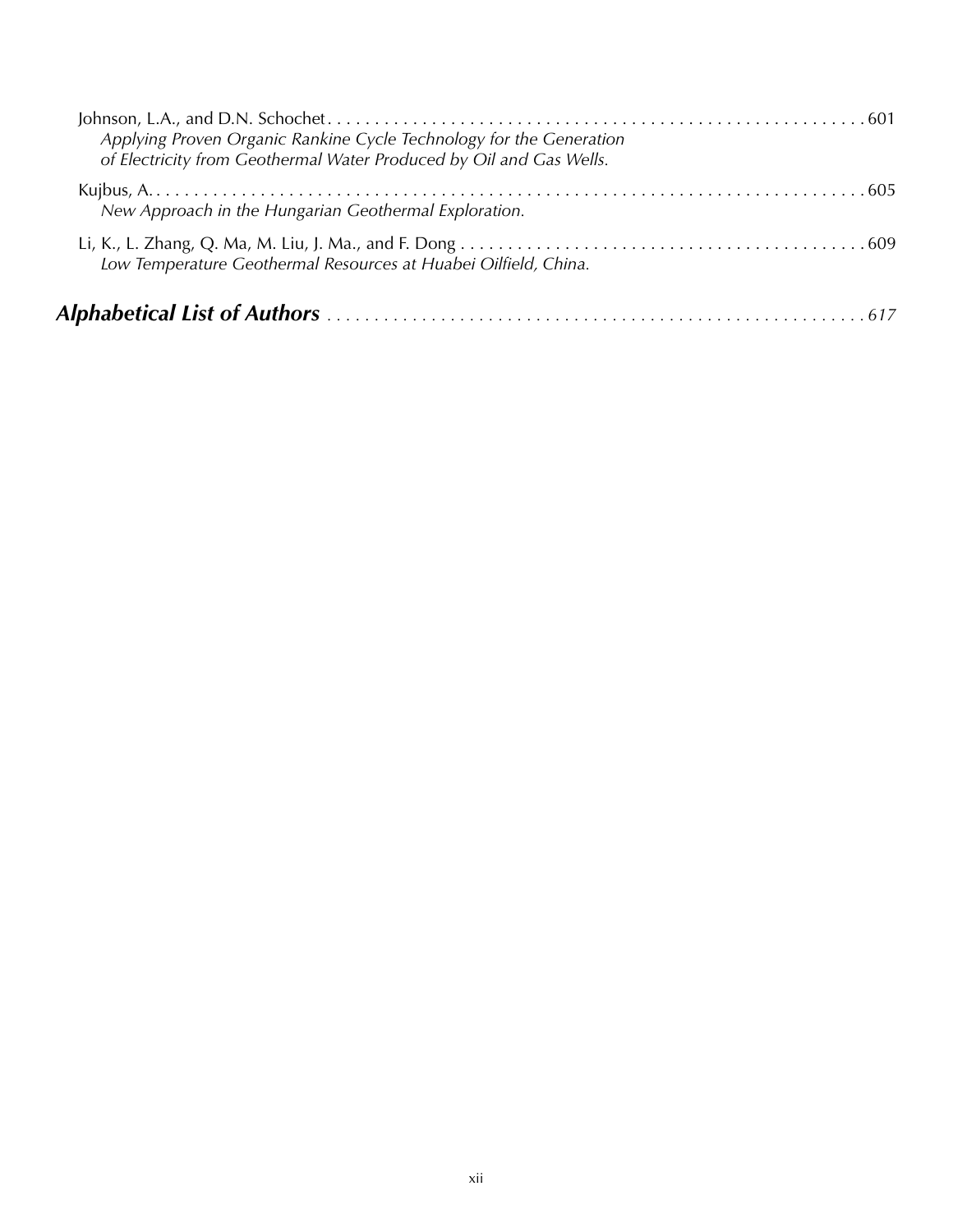Johnson, L.A., and D.N. Schochet . . . . . . . . . . . . . . . . . . . . . . . . . . . . . . . . . . . . . . . . . . . . . . . . . . . . . . . . . . 601
*Applying Proven Organic Rankine Cycle Technology for the Generation of Electricity from Geothermal Water Produced by Oil and Gas Wells.*

Kujbus, A. . . . . . . . . . . . . . . . . . . . . . . . . . . . . . . . . . . . . . . . . . . . . . . . . . . . . . . . . . . . . . . . . . . . . . . . . . . . . . 605
*New Approach in the Hungarian Geothermal Exploration.*

Li, K., L. Zhang, Q. Ma, M. Liu, J. Ma., and F. Dong . . . . . . . . . . . . . . . . . . . . . . . . . . . . . . . . . . . . . . . . . . . 609
*Low Temperature Geothermal Resources at Huabei Oilfield, China.*

***Alphabetical List of Authors*** . . . . . . . . . . . . . . . . . . . . . . . . . . . . . . . . . . . . . . . . . . . . . . . . . . . . . . . *617*